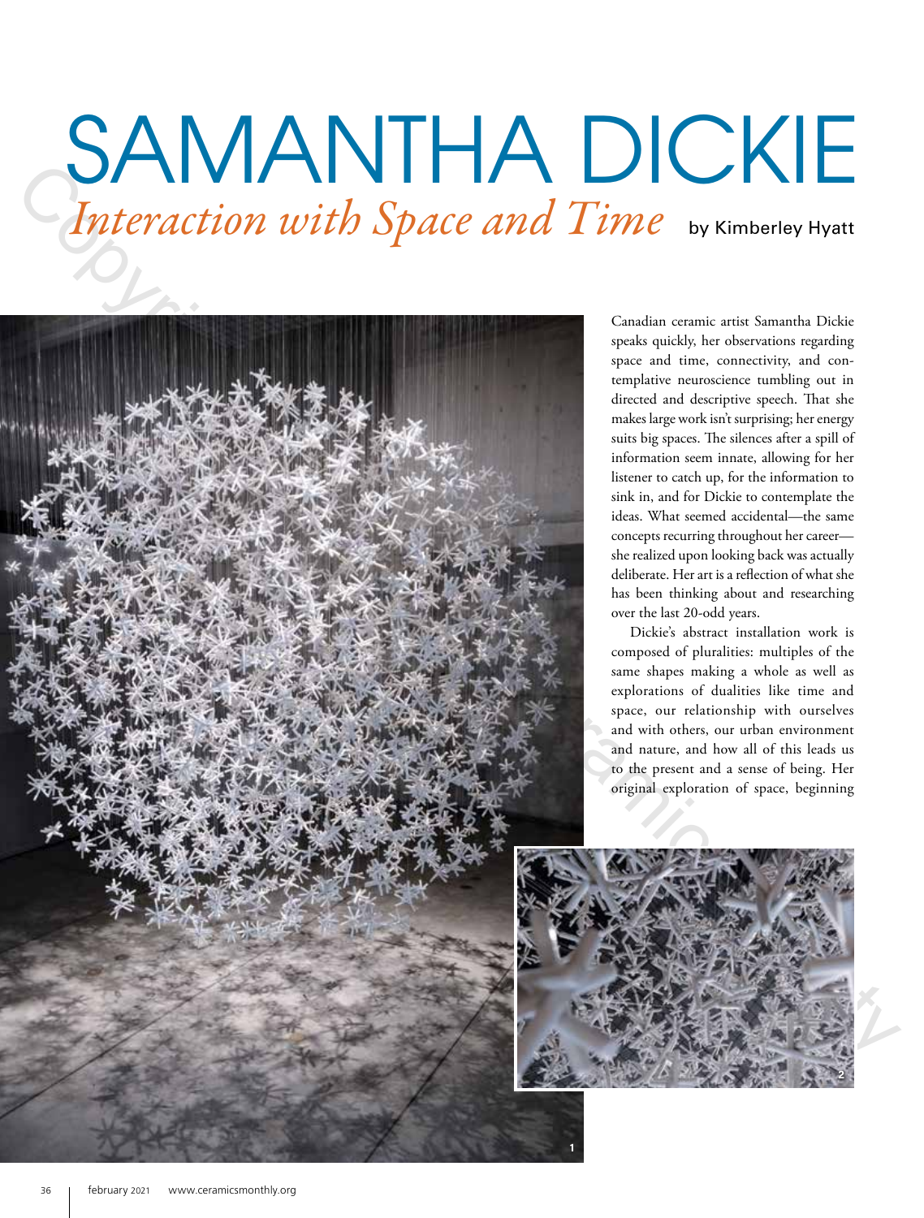# SAMANTHA DICKIE

## *Interaction with Space and Time*

by Kimberley Hyatt

Canadian ceramic artist Samantha Dickie speaks quickly, her observations regarding space and time, connectivity, and contemplative neuroscience tumbling out in directed and descriptive speech. That she makes large work isn't surprising; her energy suits big spaces. The silences after a spill of information seem innate, allowing for her listener to catch up, for the information to sink in, and for Dickie to contemplate the ideas. What seemed accidental—the same concepts recurring throughout her career—she realized upon looking back was actually deliberate. Her art is a reflection of what she has been thinking about and researching over the last 20-odd years.

Dickie's abstract installation work is composed of pluralities: multiples of the same shapes making a whole as well as explorations of dualities like time and space, our relationship with ourselves and with others, our urban environment and nature, and how all of this leads us to the present and a sense of being. Her original exploration of space, beginning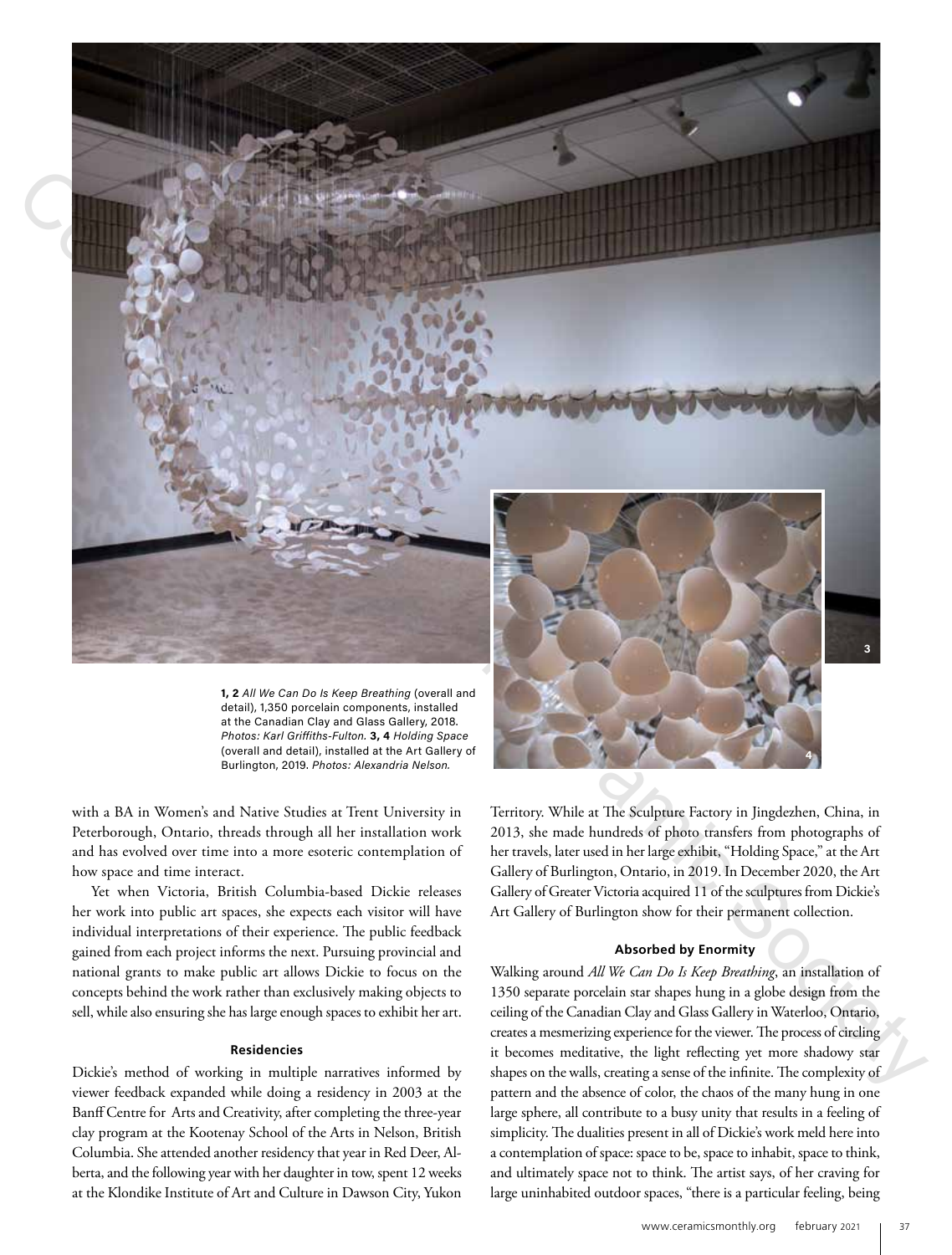**1, 2** *All We Can Do Is Keep Breathing* (overall and detail), 1,350 porcelain components, installed at the Canadian Clay and Glass Gallery, 2018. *Photos: Karl Griffiths-Fulton.* **3, 4** *Holding Space* (overall and detail), installed at the Art Gallery of Burlington, 2019. *Photos: Alexandria Nelson.*

with a BA in Women's and Native Studies at Trent University in Peterborough, Ontario, threads through all her installation work and has evolved over time into a more esoteric contemplation of how space and time interact.

Yet when Victoria, British Columbia-based Dickie releases her work into public art spaces, she expects each visitor will have individual interpretations of their experience. The public feedback gained from each project informs the next. Pursuing provincial and national grants to make public art allows Dickie to focus on the concepts behind the work rather than exclusively making objects to sell, while also ensuring she has large enough spaces to exhibit her art.

### Residencies

Dickie's method of working in multiple narratives informed by viewer feedback expanded while doing a residency in 2003 at the Banff Centre for Arts and Creativity, after completing the three-year clay program at the Kootenay School of the Arts in Nelson, British Columbia. She attended another residency that year in Red Deer, Alberta, and the following year with her daughter in tow, spent 12 weeks at the Klondike Institute of Art and Culture in Dawson City, Yukon Territory. While at The Sculpture Factory in Jingdezhen, China, in 2013, she made hundreds of photo transfers from photographs of her travels, later used in her large exhibit, "Holding Space," at the Art Gallery of Burlington, Ontario, in 2019. In December 2020, the Art Gallery of Greater Victoria acquired 11 of the sculptures from Dickie's Art Gallery of Burlington show for their permanent collection.

### Absorbed by Enormity

Walking around *All We Can Do Is Keep Breathing*, an installation of 1350 separate porcelain star shapes hung in a globe design from the ceiling of the Canadian Clay and Glass Gallery in Waterloo, Ontario, creates a mesmerizing experience for the viewer. The process of circling it becomes meditative, the light reflecting yet more shadowy star shapes on the walls, creating a sense of the infinite. The complexity of pattern and the absence of color, the chaos of the many hung in one large sphere, all contribute to a busy unity that results in a feeling of simplicity. The dualities present in all of Dickie's work meld here into a contemplation of space: space to be, space to inhabit, space to think, and ultimately space not to think. The artist says, of her craving for large uninhabited outdoor spaces, "there is a particular feeling, being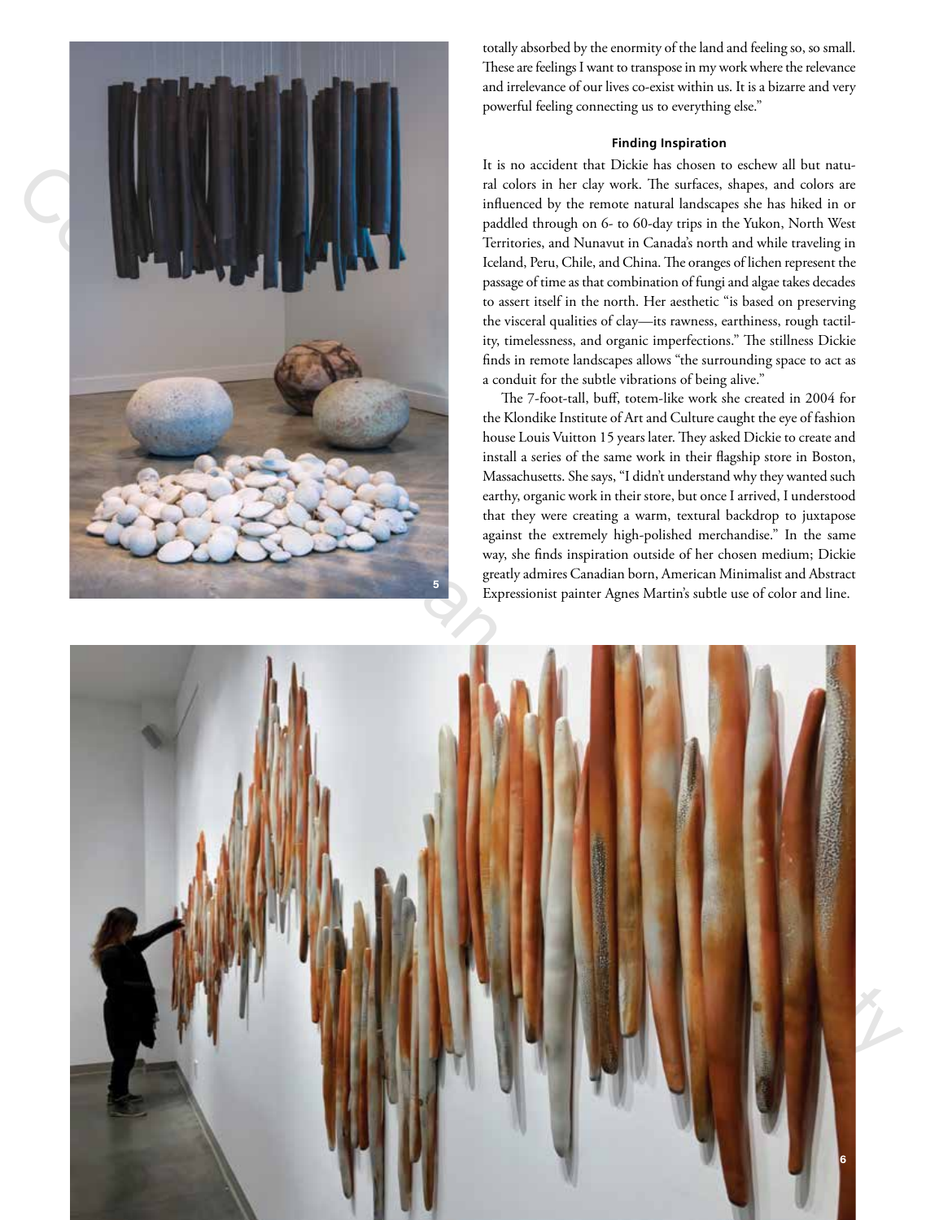totally absorbed by the enormity of the land and feeling so, so small. These are feelings I want to transpose in my work where the relevance and irrelevance of our lives co-exist within us. It is a bizarre and very powerful feeling connecting us to everything else."

#### Finding Inspiration

It is no accident that Dickie has chosen to eschew all but natural colors in her clay work. The surfaces, shapes, and colors are influenced by the remote natural landscapes she has hiked in or paddled through on 6- to 60-day trips in the Yukon, North West Territories, and Nunavut in Canada's north and while traveling in Iceland, Peru, Chile, and China. The oranges of lichen represent the passage of time as that combination of fungi and algae takes decades to assert itself in the north. Her aesthetic "is based on preserving the visceral qualities of clay—its rawness, earthiness, rough tactility, timelessness, and organic imperfections." The stillness Dickie finds in remote landscapes allows "the surrounding space to act as a conduit for the subtle vibrations of being alive."

The 7-foot-tall, buff, totem-like work she created in 2004 for the Klondike Institute of Art and Culture caught the eye of fashion house Louis Vuitton 15 years later. They asked Dickie to create and install a series of the same work in their flagship store in Boston, Massachusetts. She says, "I didn't understand why they wanted such earthy, organic work in their store, but once I arrived, I understood that they were creating a warm, textural backdrop to juxtapose against the extremely high-polished merchandise." In the same way, she finds inspiration outside of her chosen medium; Dickie greatly admires Canadian born, American Minimalist and Abstract Expressionist painter Agnes Martin's subtle use of color and line.

5

6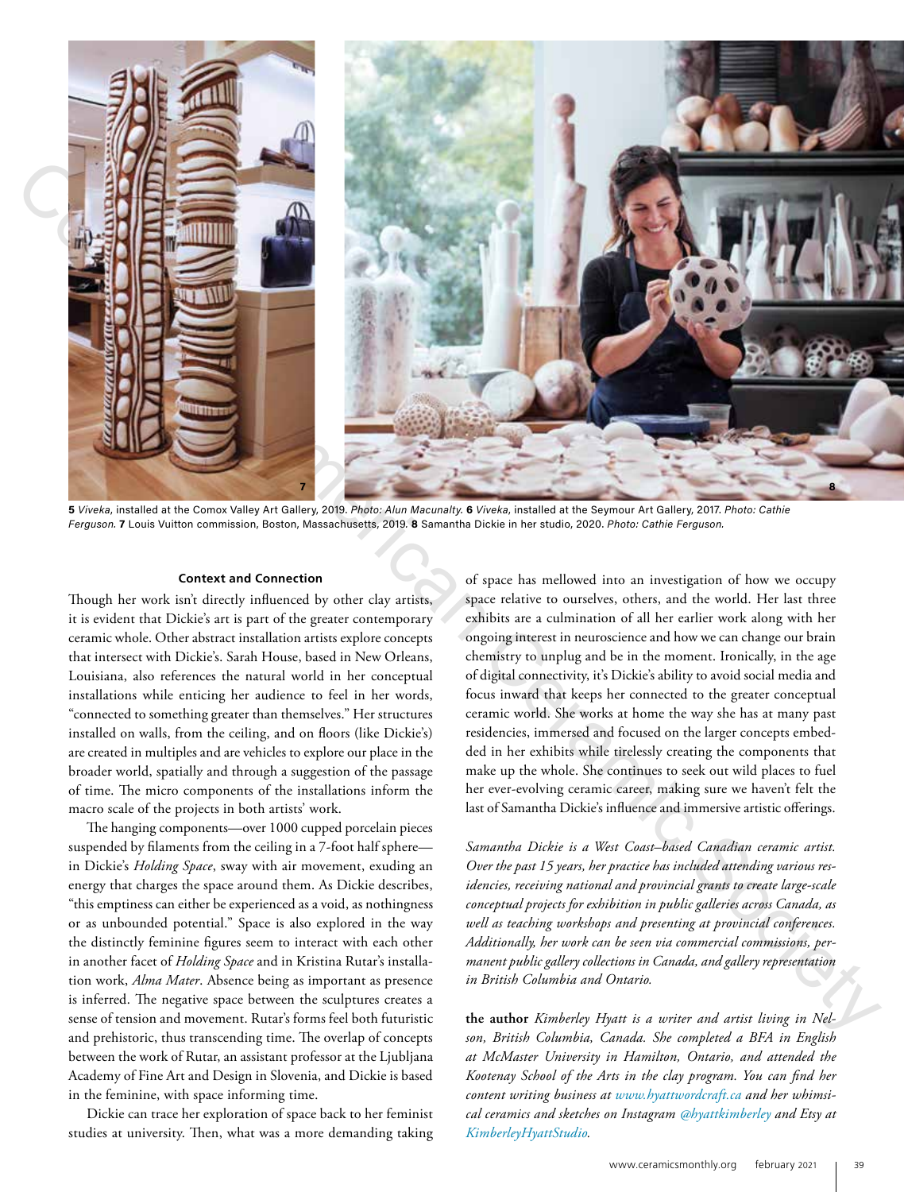**5** *Viveka*, installed at the Comox Valley Art Gallery, 2019. *Photo: Alun Macunalty.* **6** *Viveka*, installed at the Seymour Art Gallery, 2017. *Photo: Cathie Ferguson.* **7** Louis Vuitton commission, Boston, Massachusetts, 2019. **8** Samantha Dickie in her studio, 2020. *Photo: Cathie Ferguson.*

### Context and Connection

Though her work isn't directly influenced by other clay artists, it is evident that Dickie's art is part of the greater contemporary ceramic whole. Other abstract installation artists explore concepts that intersect with Dickie's. Sarah House, based in New Orleans, Louisiana, also references the natural world in her conceptual installations while enticing her audience to feel in her words, "connected to something greater than themselves." Her structures installed on walls, from the ceiling, and on floors (like Dickie's) are created in multiples and are vehicles to explore our place in the broader world, spatially and through a suggestion of the passage of time. The micro components of the installations inform the macro scale of the projects in both artists' work.

The hanging components—over 1000 cupped porcelain pieces suspended by filaments from the ceiling in a 7-foot half sphere—in Dickie's *Holding Space*, sway with air movement, exuding an energy that charges the space around them. As Dickie describes, "this emptiness can either be experienced as a void, as nothingness or as unbounded potential." Space is also explored in the way the distinctly feminine figures seem to interact with each other in another facet of *Holding Space* and in Kristina Rutar's installation work, *Alma Mater*. Absence being as important as presence is inferred. The negative space between the sculptures creates a sense of tension and movement. Rutar's forms feel both futuristic and prehistoric, thus transcending time. The overlap of concepts between the work of Rutar, an assistant professor at the Ljubljana Academy of Fine Art and Design in Slovenia, and Dickie is based in the feminine, with space informing time.

Dickie can trace her exploration of space back to her feminist studies at university. Then, what was a more demanding taking of space has mellowed into an investigation of how we occupy space relative to ourselves, others, and the world. Her last three exhibits are a culmination of all her earlier work along with her ongoing interest in neuroscience and how we can change our brain chemistry to unplug and be in the moment. Ironically, in the age of digital connectivity, it's Dickie's ability to avoid social media and focus inward that keeps her connected to the greater conceptual ceramic world. She works at home the way she has at many past residencies, immersed and focused on the larger concepts embedded in her exhibits while tirelessly creating the components that make up the whole. She continues to seek out wild places to fuel her ever-evolving ceramic career, making sure we haven't felt the last of Samantha Dickie's influence and immersive artistic offerings.

*Samantha Dickie is a West Coast–based Canadian ceramic artist. Over the past 15 years, her practice has included attending various residencies, receiving national and provincial grants to create large-scale conceptual projects for exhibition in public galleries across Canada, as well as teaching workshops and presenting at provincial conferences. Additionally, her work can be seen via commercial commissions, permanent public gallery collections in Canada, and gallery representation in British Columbia and Ontario.*

**the author** *Kimberley Hyatt is a writer and artist living in Nelson, British Columbia, Canada. She completed a BFA in English at McMaster University in Hamilton, Ontario, and attended the Kootenay School of the Arts in the clay program. You can find her content writing business at www.hyattwordcraft.ca and her whimsical ceramics and sketches on Instagram @hyattkimberley and Etsy at KimberleyHyattStudio.*